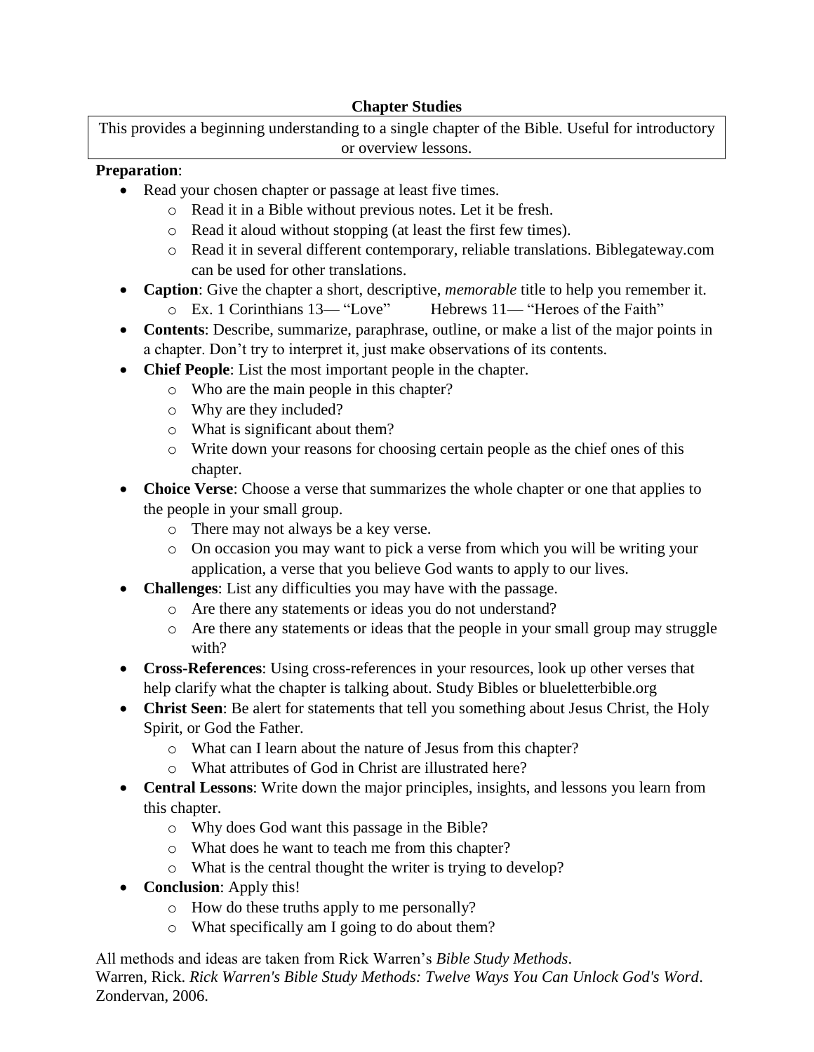# Chapter Studies

This provides a beginning understanding to a single chapter of the Bible. Useful for introductory or overview lessons.

**Preparation**:

- Read your chosen chapter or passage at least five times.
  - Read it in a Bible without previous notes. Let it be fresh.
  - Read it aloud without stopping (at least the first few times).
  - Read it in several different contemporary, reliable translations. Biblegateway.com can be used for other translations.
- **Caption**: Give the chapter a short, descriptive, *memorable* title to help you remember it.
  - Ex. 1 Corinthians 13— "Love"     Hebrews 11— "Heroes of the Faith"
- **Contents**: Describe, summarize, paraphrase, outline, or make a list of the major points in a chapter. Don't try to interpret it, just make observations of its contents.
- **Chief People**: List the most important people in the chapter.
  - Who are the main people in this chapter?
  - Why are they included?
  - What is significant about them?
  - Write down your reasons for choosing certain people as the chief ones of this chapter.
- **Choice Verse**: Choose a verse that summarizes the whole chapter or one that applies to the people in your small group.
  - There may not always be a key verse.
  - On occasion you may want to pick a verse from which you will be writing your application, a verse that you believe God wants to apply to our lives.
- **Challenges**: List any difficulties you may have with the passage.
  - Are there any statements or ideas you do not understand?
  - Are there any statements or ideas that the people in your small group may struggle with?
- **Cross-References**: Using cross-references in your resources, look up other verses that help clarify what the chapter is talking about. Study Bibles or blueletterbible.org
- **Christ Seen**: Be alert for statements that tell you something about Jesus Christ, the Holy Spirit, or God the Father.
  - What can I learn about the nature of Jesus from this chapter?
  - What attributes of God in Christ are illustrated here?
- **Central Lessons**: Write down the major principles, insights, and lessons you learn from this chapter.
  - Why does God want this passage in the Bible?
  - What does he want to teach me from this chapter?
  - What is the central thought the writer is trying to develop?
- **Conclusion**: Apply this!
  - How do these truths apply to me personally?
  - What specifically am I going to do about them?

All methods and ideas are taken from Rick Warren's *Bible Study Methods*.
Warren, Rick. *Rick Warren's Bible Study Methods: Twelve Ways You Can Unlock God's Word*. Zondervan, 2006.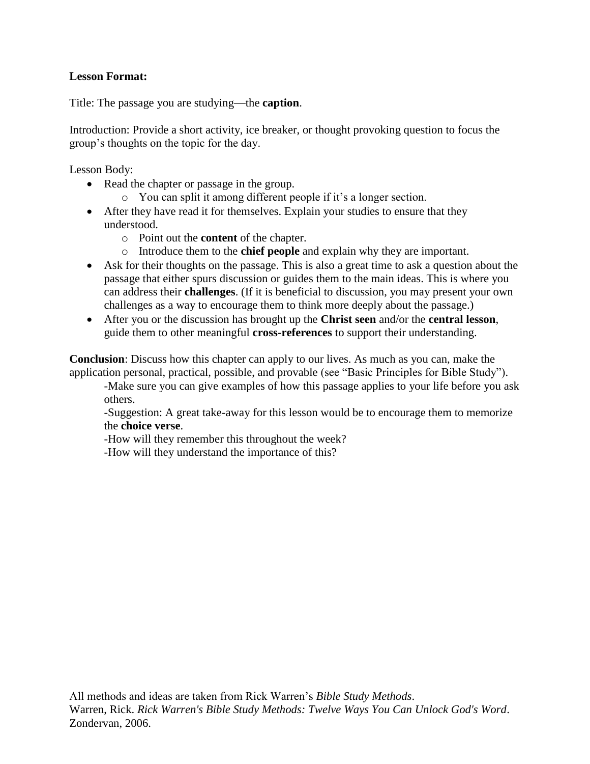**Lesson Format:**

Title: The passage you are studying—the **caption**.

Introduction: Provide a short activity, ice breaker, or thought provoking question to focus the group's thoughts on the topic for the day.

Lesson Body:

- Read the chapter or passage in the group.
  - You can split it among different people if it's a longer section.
- After they have read it for themselves. Explain your studies to ensure that they understood.
  - Point out the **content** of the chapter.
  - Introduce them to the **chief people** and explain why they are important.
- Ask for their thoughts on the passage. This is also a great time to ask a question about the passage that either spurs discussion or guides them to the main ideas. This is where you can address their **challenges**. (If it is beneficial to discussion, you may present your own challenges as a way to encourage them to think more deeply about the passage.)
- After you or the discussion has brought up the **Christ seen** and/or the **central lesson**, guide them to other meaningful **cross-references** to support their understanding.

**Conclusion**: Discuss how this chapter can apply to our lives. As much as you can, make the application personal, practical, possible, and provable (see "Basic Principles for Bible Study").

-Make sure you can give examples of how this passage applies to your life before you ask others.

-Suggestion: A great take-away for this lesson would be to encourage them to memorize the **choice verse**.

-How will they remember this throughout the week?

-How will they understand the importance of this?

All methods and ideas are taken from Rick Warren's *Bible Study Methods*.
Warren, Rick. *Rick Warren's Bible Study Methods: Twelve Ways You Can Unlock God's Word*. Zondervan, 2006.